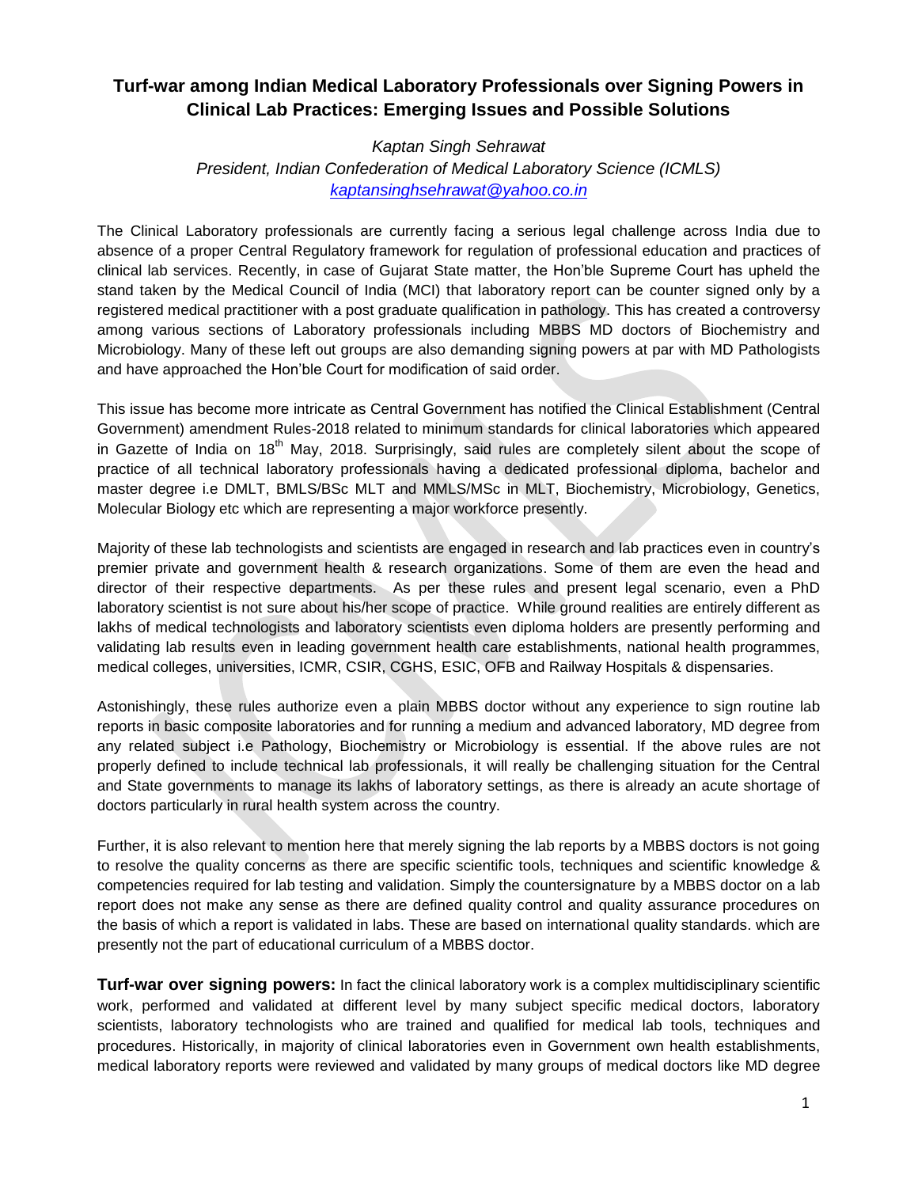# Turf-war among Indian Medical Laboratory Professionals over Signing Powers in Clinical Lab Practices: Emerging Issues and Possible Solutions

*Kaptan Singh Sehrawat*
*President, Indian Confederation of Medical Laboratory Science (ICMLS)*
*kaptansinghsehrawat@yahoo.co.in*

The Clinical Laboratory professionals are currently facing a serious legal challenge across India due to absence of a proper Central Regulatory framework for regulation of professional education and practices of clinical lab services. Recently, in case of Gujarat State matter, the Hon'ble Supreme Court has upheld the stand taken by the Medical Council of India (MCI) that laboratory report can be counter signed only by a registered medical practitioner with a post graduate qualification in pathology. This has created a controversy among various sections of Laboratory professionals including MBBS MD doctors of Biochemistry and Microbiology. Many of these left out groups are also demanding signing powers at par with MD Pathologists and have approached the Hon'ble Court for modification of said order.

This issue has become more intricate as Central Government has notified the Clinical Establishment (Central Government) amendment Rules-2018 related to minimum standards for clinical laboratories which appeared in Gazette of India on 18th May, 2018. Surprisingly, said rules are completely silent about the scope of practice of all technical laboratory professionals having a dedicated professional diploma, bachelor and master degree i.e DMLT, BMLS/BSc MLT and MMLS/MSc in MLT, Biochemistry, Microbiology, Genetics, Molecular Biology etc which are representing a major workforce presently.

Majority of these lab technologists and scientists are engaged in research and lab practices even in country's premier private and government health & research organizations. Some of them are even the head and director of their respective departments. As per these rules and present legal scenario, even a PhD laboratory scientist is not sure about his/her scope of practice. While ground realities are entirely different as lakhs of medical technologists and laboratory scientists even diploma holders are presently performing and validating lab results even in leading government health care establishments, national health programmes, medical colleges, universities, ICMR, CSIR, CGHS, ESIC, OFB and Railway Hospitals & dispensaries.

Astonishingly, these rules authorize even a plain MBBS doctor without any experience to sign routine lab reports in basic composite laboratories and for running a medium and advanced laboratory, MD degree from any related subject i.e Pathology, Biochemistry or Microbiology is essential. If the above rules are not properly defined to include technical lab professionals, it will really be challenging situation for the Central and State governments to manage its lakhs of laboratory settings, as there is already an acute shortage of doctors particularly in rural health system across the country.

Further, it is also relevant to mention here that merely signing the lab reports by a MBBS doctors is not going to resolve the quality concerns as there are specific scientific tools, techniques and scientific knowledge & competencies required for lab testing and validation. Simply the countersignature by a MBBS doctor on a lab report does not make any sense as there are defined quality control and quality assurance procedures on the basis of which a report is validated in labs. These are based on international quality standards. which are presently not the part of educational curriculum of a MBBS doctor.

**Turf-war over signing powers:** In fact the clinical laboratory work is a complex multidisciplinary scientific work, performed and validated at different level by many subject specific medical doctors, laboratory scientists, laboratory technologists who are trained and qualified for medical lab tools, techniques and procedures. Historically, in majority of clinical laboratories even in Government own health establishments, medical laboratory reports were reviewed and validated by many groups of medical doctors like MD degree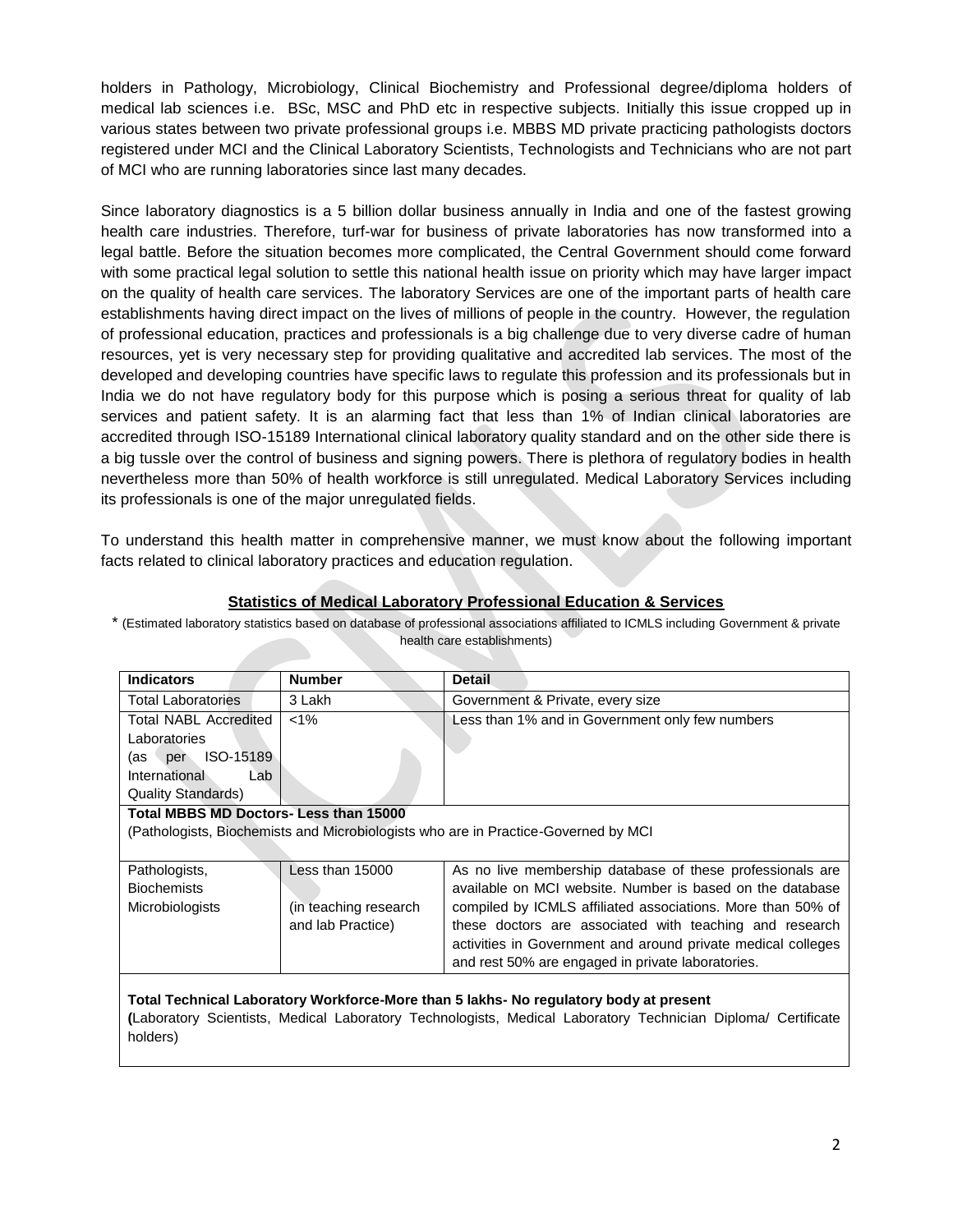holders in Pathology, Microbiology, Clinical Biochemistry and Professional degree/diploma holders of medical lab sciences i.e. BSc, MSC and PhD etc in respective subjects. Initially this issue cropped up in various states between two private professional groups i.e. MBBS MD private practicing pathologists doctors registered under MCI and the Clinical Laboratory Scientists, Technologists and Technicians who are not part of MCI who are running laboratories since last many decades.

Since laboratory diagnostics is a 5 billion dollar business annually in India and one of the fastest growing health care industries. Therefore, turf-war for business of private laboratories has now transformed into a legal battle. Before the situation becomes more complicated, the Central Government should come forward with some practical legal solution to settle this national health issue on priority which may have larger impact on the quality of health care services. The laboratory Services are one of the important parts of health care establishments having direct impact on the lives of millions of people in the country. However, the regulation of professional education, practices and professionals is a big challenge due to very diverse cadre of human resources, yet is very necessary step for providing qualitative and accredited lab services. The most of the developed and developing countries have specific laws to regulate this profession and its professionals but in India we do not have regulatory body for this purpose which is posing a serious threat for quality of lab services and patient safety. It is an alarming fact that less than 1% of Indian clinical laboratories are accredited through ISO-15189 International clinical laboratory quality standard and on the other side there is a big tussle over the control of business and signing powers. There is plethora of regulatory bodies in health nevertheless more than 50% of health workforce is still unregulated. Medical Laboratory Services including its professionals is one of the major unregulated fields.

To understand this health matter in comprehensive manner, we must know about the following important facts related to clinical laboratory practices and education regulation.

**Statistics of Medical Laboratory Professional Education & Services**

\* (Estimated laboratory statistics based on database of professional associations affiliated to ICMLS including Government & private health care establishments)

| Indicators | Number | Detail |
|---|---|---|
| Total Laboratories | 3 Lakh | Government & Private, every size |
| Total NABL Accredited Laboratories (as per ISO-15189 International Lab Quality Standards) | <1% | Less than 1% and in Government only few numbers |
| **Total MBBS MD Doctors- Less than 15000** (Pathologists, Biochemists and Microbiologists who are in Practice-Governed by MCI) | | |
| Pathologists, Biochemists Microbiologists | Less than 15000 (in teaching research and lab Practice) | As no live membership database of these professionals are available on MCI website. Number is based on the database compiled by ICMLS affiliated associations. More than 50% of these doctors are associated with teaching and research activities in Government and around private medical colleges and rest 50% are engaged in private laboratories. |
| **Total Technical Laboratory Workforce-More than 5 lakhs- No regulatory body at present** (Laboratory Scientists, Medical Laboratory Technologists, Medical Laboratory Technician Diploma/ Certificate holders) | | |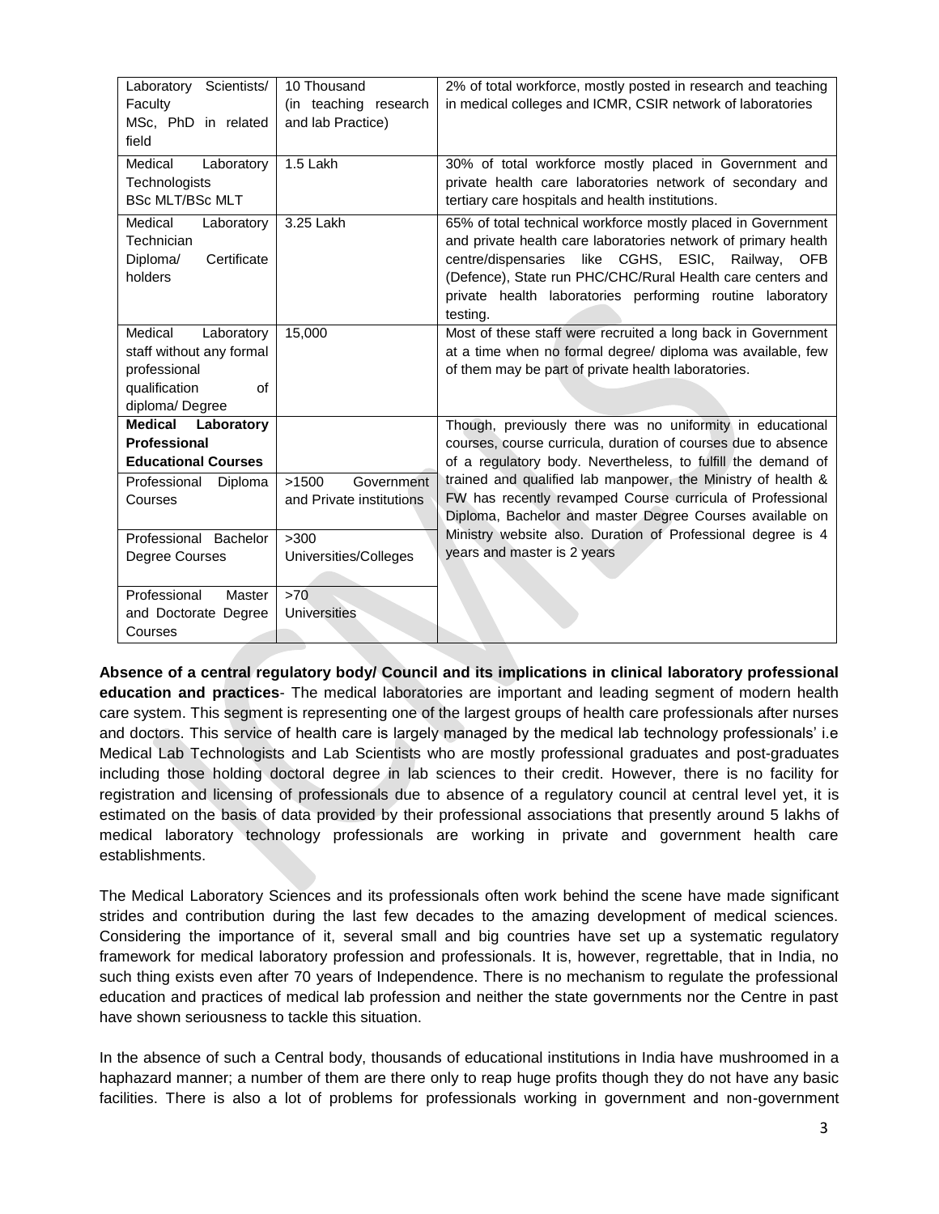| Laboratory Scientists/ Faculty MSc, PhD in related field | 10 Thousand (in teaching research and lab Practice) | 2% of total workforce, mostly posted in research and teaching in medical colleges and ICMR, CSIR network of laboratories |
|---|---|---|
| Medical Laboratory Technologists BSc MLT/BSc MLT | 1.5 Lakh | 30% of total workforce mostly placed in Government and private health care laboratories network of secondary and tertiary care hospitals and health institutions. |
| Medical Laboratory Technician Diploma/ Certificate holders | 3.25 Lakh | 65% of total technical workforce mostly placed in Government and private health care laboratories network of primary health centre/dispensaries like CGHS, ESIC, Railway, OFB (Defence), State run PHC/CHC/Rural Health care centers and private health laboratories performing routine laboratory testing. |
| Medical Laboratory staff without any formal professional qualification of diploma/ Degree | 15,000 | Most of these staff were recruited a long back in Government at a time when no formal degree/ diploma was available, few of them may be part of private health laboratories. |
| **Medical Laboratory Professional Educational Courses** | | Though, previously there was no uniformity in educational courses, course curricula, duration of courses due to absence of a regulatory body. Nevertheless, to fulfill the demand of trained and qualified lab manpower, the Ministry of health & FW has recently revamped Course curricula of Professional Diploma, Bachelor and master Degree Courses available on Ministry website also. Duration of Professional degree is 4 years and master is 2 years |
| Professional Diploma Courses | >1500 Government and Private institutions | |
| Professional Bachelor Degree Courses | >300 Universities/Colleges | |
| Professional Master and Doctorate Degree Courses | >70 Universities | |

**Absence of a central regulatory body/ Council and its implications in clinical laboratory professional education and practices**- The medical laboratories are important and leading segment of modern health care system. This segment is representing one of the largest groups of health care professionals after nurses and doctors. This service of health care is largely managed by the medical lab technology professionals' i.e Medical Lab Technologists and Lab Scientists who are mostly professional graduates and post-graduates including those holding doctoral degree in lab sciences to their credit. However, there is no facility for registration and licensing of professionals due to absence of a regulatory council at central level yet, it is estimated on the basis of data provided by their professional associations that presently around 5 lakhs of medical laboratory technology professionals are working in private and government health care establishments.

The Medical Laboratory Sciences and its professionals often work behind the scene have made significant strides and contribution during the last few decades to the amazing development of medical sciences. Considering the importance of it, several small and big countries have set up a systematic regulatory framework for medical laboratory profession and professionals. It is, however, regrettable, that in India, no such thing exists even after 70 years of Independence. There is no mechanism to regulate the professional education and practices of medical lab profession and neither the state governments nor the Centre in past have shown seriousness to tackle this situation.

In the absence of such a Central body, thousands of educational institutions in India have mushroomed in a haphazard manner; a number of them are there only to reap huge profits though they do not have any basic facilities. There is also a lot of problems for professionals working in government and non-government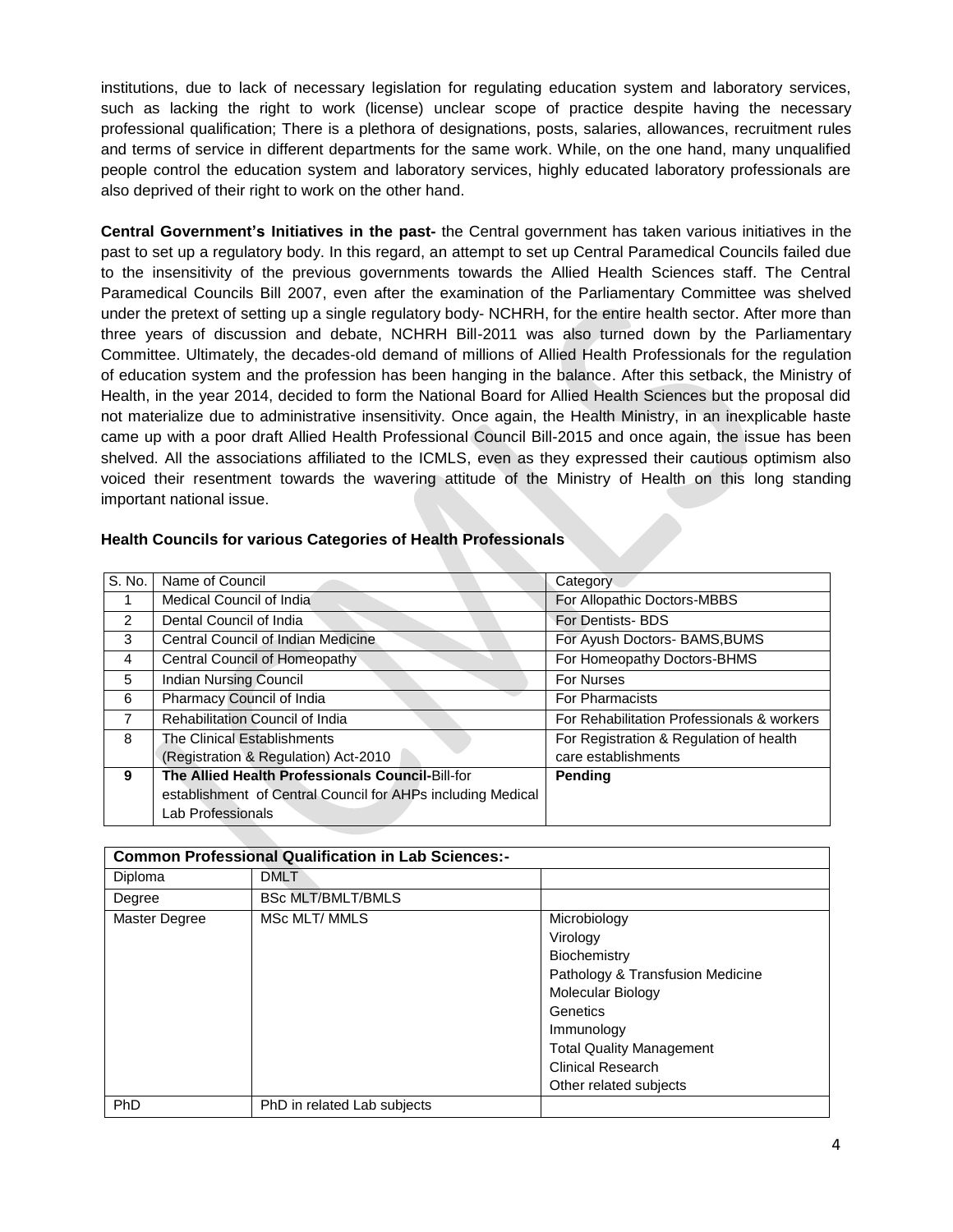institutions, due to lack of necessary legislation for regulating education system and laboratory services, such as lacking the right to work (license) unclear scope of practice despite having the necessary professional qualification; There is a plethora of designations, posts, salaries, allowances, recruitment rules and terms of service in different departments for the same work. While, on the one hand, many unqualified people control the education system and laboratory services, highly educated laboratory professionals are also deprived of their right to work on the other hand.

**Central Government's Initiatives in the past-** the Central government has taken various initiatives in the past to set up a regulatory body. In this regard, an attempt to set up Central Paramedical Councils failed due to the insensitivity of the previous governments towards the Allied Health Sciences staff. The Central Paramedical Councils Bill 2007, even after the examination of the Parliamentary Committee was shelved under the pretext of setting up a single regulatory body- NCHRH, for the entire health sector. After more than three years of discussion and debate, NCHRH Bill-2011 was also turned down by the Parliamentary Committee. Ultimately, the decades-old demand of millions of Allied Health Professionals for the regulation of education system and the profession has been hanging in the balance. After this setback, the Ministry of Health, in the year 2014, decided to form the National Board for Allied Health Sciences but the proposal did not materialize due to administrative insensitivity. Once again, the Health Ministry, in an inexplicable haste came up with a poor draft Allied Health Professional Council Bill-2015 and once again, the issue has been shelved. All the associations affiliated to the ICMLS, even as they expressed their cautious optimism also voiced their resentment towards the wavering attitude of the Ministry of Health on this long standing important national issue.

**Health Councils for various Categories of Health Professionals**

| S. No. | Name of Council | Category |
|---|---|---|
| 1 | Medical Council of India | For Allopathic Doctors-MBBS |
| 2 | Dental Council of India | For Dentists- BDS |
| 3 | Central Council of Indian Medicine | For Ayush Doctors- BAMS,BUMS |
| 4 | Central Council of Homeopathy | For Homeopathy Doctors-BHMS |
| 5 | Indian Nursing Council | For Nurses |
| 6 | Pharmacy Council of India | For Pharmacists |
| 7 | Rehabilitation Council of India | For Rehabilitation Professionals & workers |
| 8 | The Clinical Establishments (Registration & Regulation) Act-2010 | For Registration & Regulation of health care establishments |
| **9** | **The Allied Health Professionals Council-**Bill-for establishment of Central Council for AHPs including Medical Lab Professionals | **Pending** |

| **Common Professional Qualification in Lab Sciences:-** | | |
|---|---|---|
| Diploma | DMLT | |
| Degree | BSc MLT/BMLT/BMLS | |
| Master Degree | MSc MLT/ MMLS | Microbiology<br>Virology<br>Biochemistry<br>Pathology & Transfusion Medicine<br>Molecular Biology<br>Genetics<br>Immunology<br>Total Quality Management<br>Clinical Research<br>Other related subjects |
| PhD | PhD in related Lab subjects | |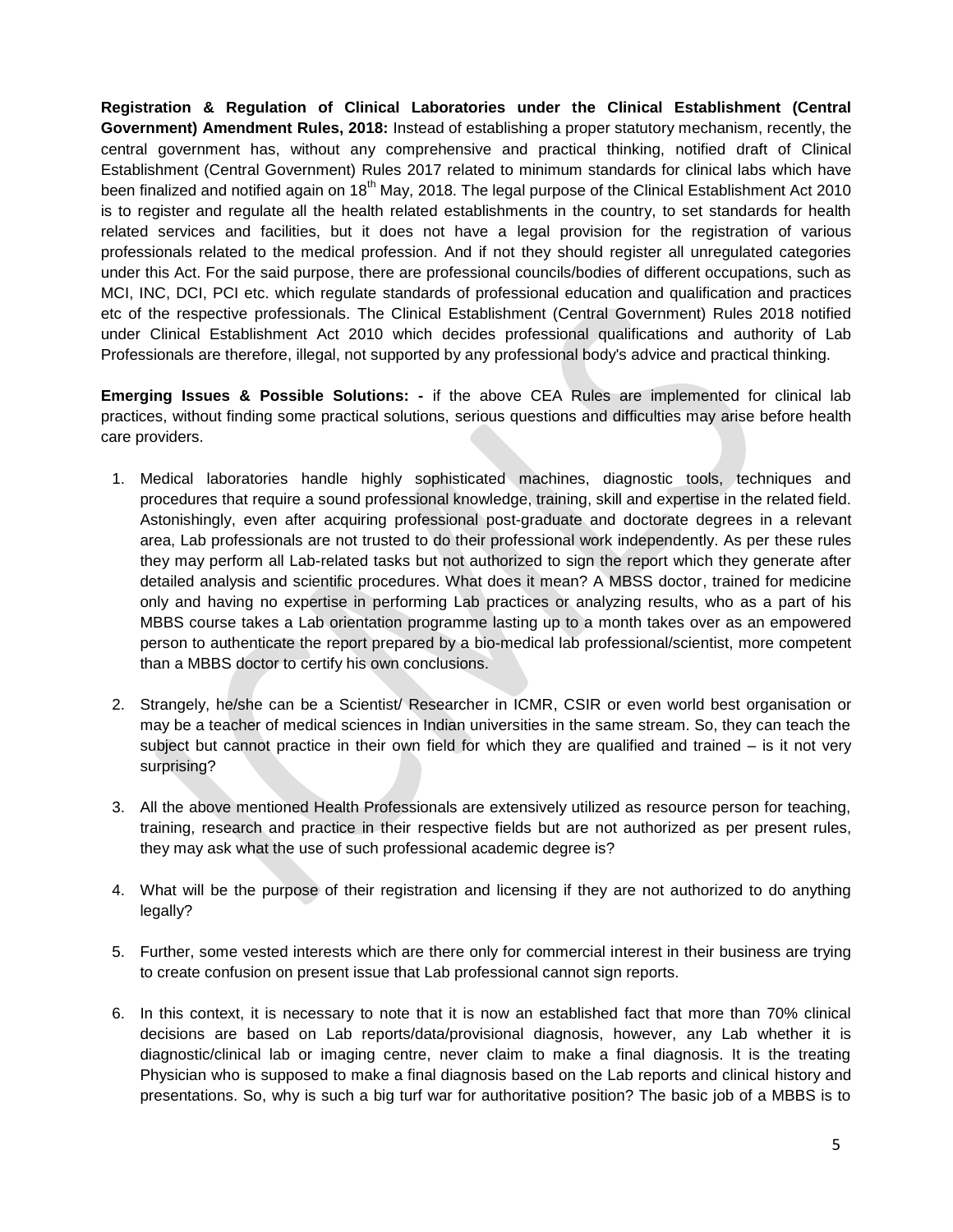**Registration & Regulation of Clinical Laboratories under the Clinical Establishment (Central Government) Amendment Rules, 2018:** Instead of establishing a proper statutory mechanism, recently, the central government has, without any comprehensive and practical thinking, notified draft of Clinical Establishment (Central Government) Rules 2017 related to minimum standards for clinical labs which have been finalized and notified again on 18th May, 2018. The legal purpose of the Clinical Establishment Act 2010 is to register and regulate all the health related establishments in the country, to set standards for health related services and facilities, but it does not have a legal provision for the registration of various professionals related to the medical profession. And if not they should register all unregulated categories under this Act. For the said purpose, there are professional councils/bodies of different occupations, such as MCI, INC, DCI, PCI etc. which regulate standards of professional education and qualification and practices etc of the respective professionals. The Clinical Establishment (Central Government) Rules 2018 notified under Clinical Establishment Act 2010 which decides professional qualifications and authority of Lab Professionals are therefore, illegal, not supported by any professional body's advice and practical thinking.

**Emerging Issues & Possible Solutions: -** if the above CEA Rules are implemented for clinical lab practices, without finding some practical solutions, serious questions and difficulties may arise before health care providers.

1. Medical laboratories handle highly sophisticated machines, diagnostic tools, techniques and procedures that require a sound professional knowledge, training, skill and expertise in the related field. Astonishingly, even after acquiring professional post-graduate and doctorate degrees in a relevant area, Lab professionals are not trusted to do their professional work independently. As per these rules they may perform all Lab-related tasks but not authorized to sign the report which they generate after detailed analysis and scientific procedures. What does it mean? A MBSS doctor, trained for medicine only and having no expertise in performing Lab practices or analyzing results, who as a part of his MBBS course takes a Lab orientation programme lasting up to a month takes over as an empowered person to authenticate the report prepared by a bio-medical lab professional/scientist, more competent than a MBBS doctor to certify his own conclusions.

2. Strangely, he/she can be a Scientist/ Researcher in ICMR, CSIR or even world best organisation or may be a teacher of medical sciences in Indian universities in the same stream. So, they can teach the subject but cannot practice in their own field for which they are qualified and trained – is it not very surprising?

3. All the above mentioned Health Professionals are extensively utilized as resource person for teaching, training, research and practice in their respective fields but are not authorized as per present rules, they may ask what the use of such professional academic degree is?

4. What will be the purpose of their registration and licensing if they are not authorized to do anything legally?

5. Further, some vested interests which are there only for commercial interest in their business are trying to create confusion on present issue that Lab professional cannot sign reports.

6. In this context, it is necessary to note that it is now an established fact that more than 70% clinical decisions are based on Lab reports/data/provisional diagnosis, however, any Lab whether it is diagnostic/clinical lab or imaging centre, never claim to make a final diagnosis. It is the treating Physician who is supposed to make a final diagnosis based on the Lab reports and clinical history and presentations. So, why is such a big turf war for authoritative position? The basic job of a MBBS is to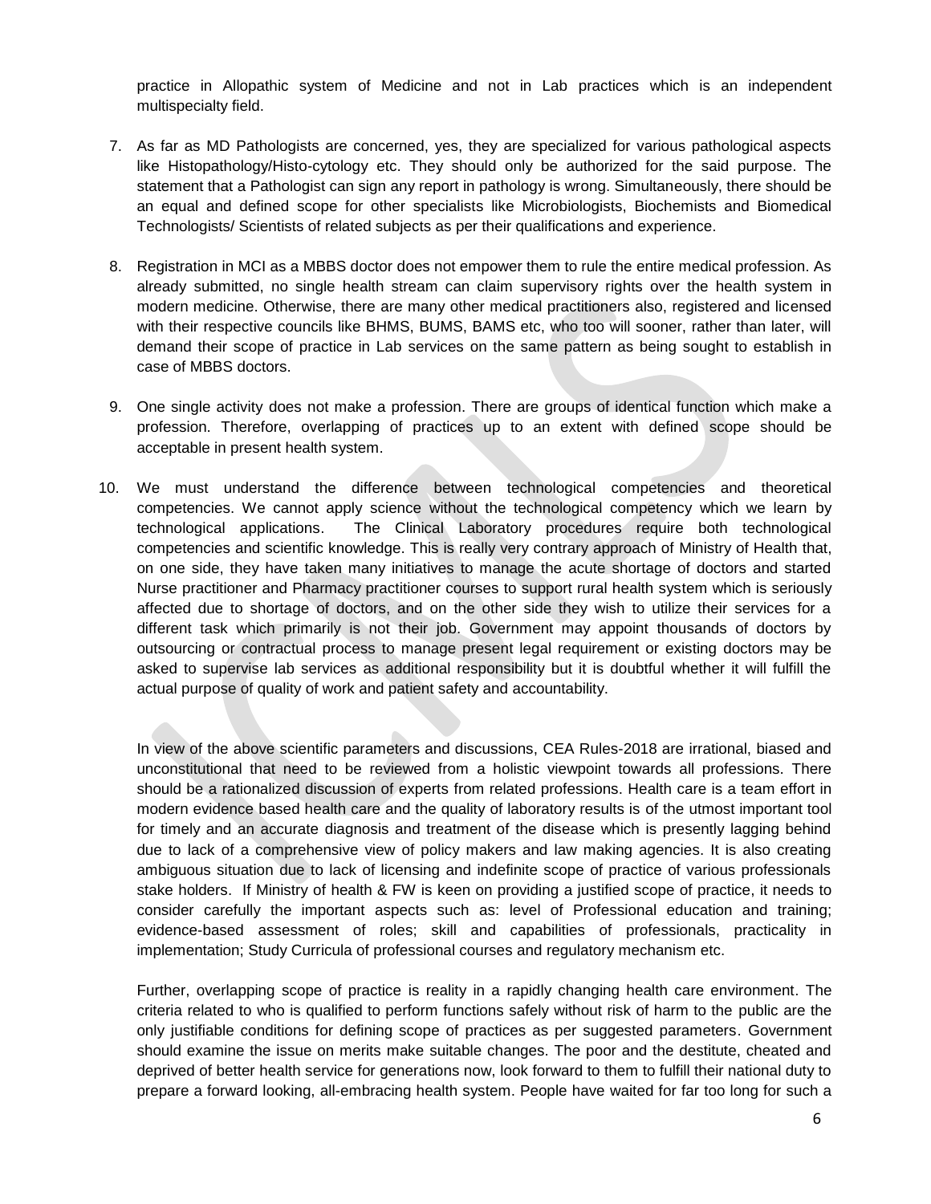practice in Allopathic system of Medicine and not in Lab practices which is an independent multispecialty field.

7. As far as MD Pathologists are concerned, yes, they are specialized for various pathological aspects like Histopathology/Histo-cytology etc. They should only be authorized for the said purpose. The statement that a Pathologist can sign any report in pathology is wrong. Simultaneously, there should be an equal and defined scope for other specialists like Microbiologists, Biochemists and Biomedical Technologists/ Scientists of related subjects as per their qualifications and experience.

8. Registration in MCI as a MBBS doctor does not empower them to rule the entire medical profession. As already submitted, no single health stream can claim supervisory rights over the health system in modern medicine. Otherwise, there are many other medical practitioners also, registered and licensed with their respective councils like BHMS, BUMS, BAMS etc, who too will sooner, rather than later, will demand their scope of practice in Lab services on the same pattern as being sought to establish in case of MBBS doctors.

9. One single activity does not make a profession. There are groups of identical function which make a profession. Therefore, overlapping of practices up to an extent with defined scope should be acceptable in present health system.

10. We must understand the difference between technological competencies and theoretical competencies. We cannot apply science without the technological competency which we learn by technological applications. The Clinical Laboratory procedures require both technological competencies and scientific knowledge. This is really very contrary approach of Ministry of Health that, on one side, they have taken many initiatives to manage the acute shortage of doctors and started Nurse practitioner and Pharmacy practitioner courses to support rural health system which is seriously affected due to shortage of doctors, and on the other side they wish to utilize their services for a different task which primarily is not their job. Government may appoint thousands of doctors by outsourcing or contractual process to manage present legal requirement or existing doctors may be asked to supervise lab services as additional responsibility but it is doubtful whether it will fulfill the actual purpose of quality of work and patient safety and accountability.

In view of the above scientific parameters and discussions, CEA Rules-2018 are irrational, biased and unconstitutional that need to be reviewed from a holistic viewpoint towards all professions. There should be a rationalized discussion of experts from related professions. Health care is a team effort in modern evidence based health care and the quality of laboratory results is of the utmost important tool for timely and an accurate diagnosis and treatment of the disease which is presently lagging behind due to lack of a comprehensive view of policy makers and law making agencies. It is also creating ambiguous situation due to lack of licensing and indefinite scope of practice of various professionals stake holders. If Ministry of health & FW is keen on providing a justified scope of practice, it needs to consider carefully the important aspects such as: level of Professional education and training; evidence-based assessment of roles; skill and capabilities of professionals, practicality in implementation; Study Curricula of professional courses and regulatory mechanism etc.

Further, overlapping scope of practice is reality in a rapidly changing health care environment. The criteria related to who is qualified to perform functions safely without risk of harm to the public are the only justifiable conditions for defining scope of practices as per suggested parameters. Government should examine the issue on merits make suitable changes. The poor and the destitute, cheated and deprived of better health service for generations now, look forward to them to fulfill their national duty to prepare a forward looking, all-embracing health system. People have waited for far too long for such a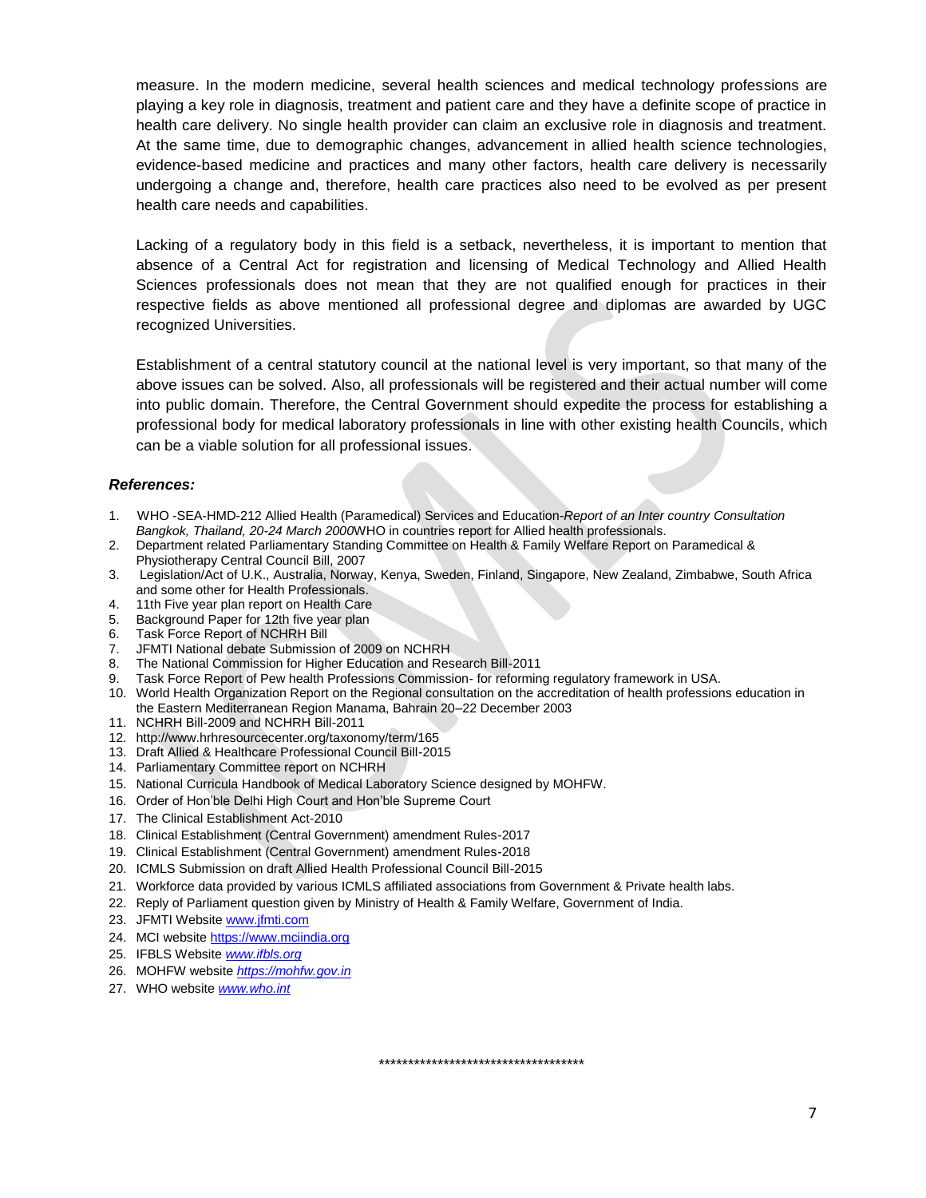measure. In the modern medicine, several health sciences and medical technology professions are playing a key role in diagnosis, treatment and patient care and they have a definite scope of practice in health care delivery. No single health provider can claim an exclusive role in diagnosis and treatment. At the same time, due to demographic changes, advancement in allied health science technologies, evidence-based medicine and practices and many other factors, health care delivery is necessarily undergoing a change and, therefore, health care practices also need to be evolved as per present health care needs and capabilities.

Lacking of a regulatory body in this field is a setback, nevertheless, it is important to mention that absence of a Central Act for registration and licensing of Medical Technology and Allied Health Sciences professionals does not mean that they are not qualified enough for practices in their respective fields as above mentioned all professional degree and diplomas are awarded by UGC recognized Universities.

Establishment of a central statutory council at the national level is very important, so that many of the above issues can be solved. Also, all professionals will be registered and their actual number will come into public domain. Therefore, the Central Government should expedite the process for establishing a professional body for medical laboratory professionals in line with other existing health Councils, which can be a viable solution for all professional issues.

***References:***

1. WHO -SEA-HMD-212 Allied Health (Paramedical) Services and Education-*Report of an Inter country Consultation Bangkok, Thailand, 20-24 March 2000*WHO in countries report for Allied health professionals.
2. Department related Parliamentary Standing Committee on Health & Family Welfare Report on Paramedical & Physiotherapy Central Council Bill, 2007
3. Legislation/Act of U.K., Australia, Norway, Kenya, Sweden, Finland, Singapore, New Zealand, Zimbabwe, South Africa and some other for Health Professionals.
4. 11th Five year plan report on Health Care
5. Background Paper for 12th five year plan
6. Task Force Report of NCHRH Bill
7. JFMTI National debate Submission of 2009 on NCHRH
8. The National Commission for Higher Education and Research Bill-2011
9. Task Force Report of Pew health Professions Commission- for reforming regulatory framework in USA.
10. World Health Organization Report on the Regional consultation on the accreditation of health professions education in the Eastern Mediterranean Region Manama, Bahrain 20–22 December 2003
11. NCHRH Bill-2009 and NCHRH Bill-2011
12. http://www.hrhresourcecenter.org/taxonomy/term/165
13. Draft Allied & Healthcare Professional Council Bill-2015
14. Parliamentary Committee report on NCHRH
15. National Curricula Handbook of Medical Laboratory Science designed by MOHFW.
16. Order of Hon'ble Delhi High Court and Hon'ble Supreme Court
17. The Clinical Establishment Act-2010
18. Clinical Establishment (Central Government) amendment Rules-2017
19. Clinical Establishment (Central Government) amendment Rules-2018
20. ICMLS Submission on draft Allied Health Professional Council Bill-2015
21. Workforce data provided by various ICMLS affiliated associations from Government & Private health labs.
22. Reply of Parliament question given by Ministry of Health & Family Welfare, Government of India.
23. JFMTI Website www.jfmti.com
24. MCI website https://www.mciindia.org
25. IFBLS Website *www.ifbls.org*
26. MOHFW website *https://mohfw.gov.in*
27. WHO website *www.who.int*

***********************************